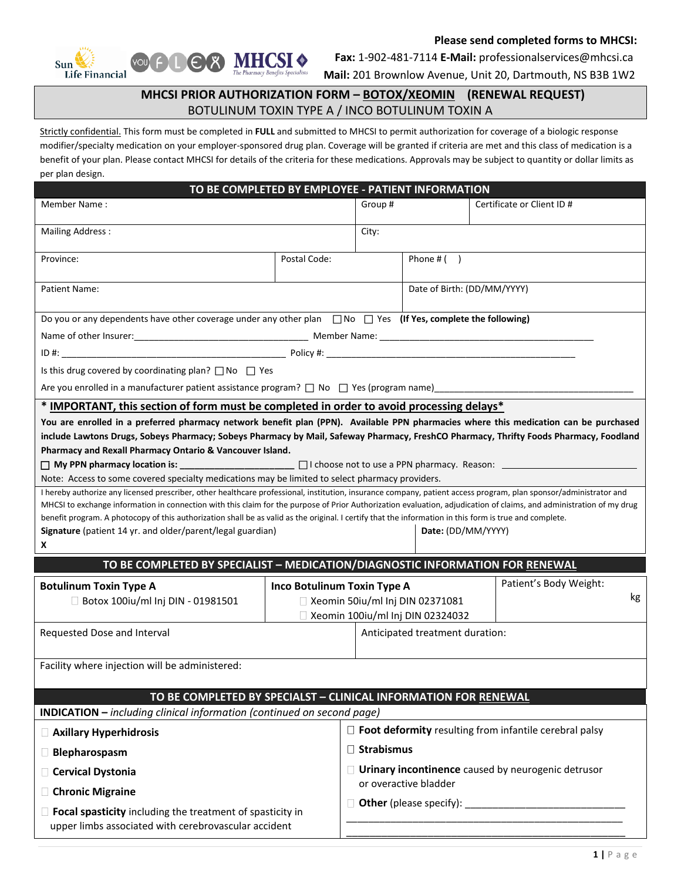**Please send completed forms to MHCSI:**

**Fax:** 1-902-481-7114 **E-Mail:** professionalservices@mhcsi.ca

**Mail:** 201 Brownlow Avenue, Unit 20, Dartmouth, NS B3B 1W2

# MHCSI PRIOR AUTHORIZATION FORM – BOTOX/XEOMIN (RENEWAL REQUEST)

BOTULINUM TOXIN TYPE A / INCO BOTULINUM TOXIN A

Strictly confidential. This form must be completed in **FULL** and submitted to MHCSI to permit authorization for coverage of a biologic response modifier/specialty medication on your employer-sponsored drug plan. Coverage will be granted if criteria are met and this class of medication is a benefit of your plan. Please contact MHCSI for details of the criteria for these medications. Approvals may be subject to quantity or dollar limits as per plan design.

## TO BE COMPLETED BY EMPLOYEE - PATIENT INFORMATION

| Member Name : | Group # | Certificate or Client ID # |
|---|---|---|
| Mailing Address : | City: | |
| Province: | Postal Code: | Phone # ( ) |
| Patient Name: | | Date of Birth: (DD/MM/YYYY) |

Do you or any dependents have other coverage under any other plan ☐ No ☐ Yes **(If Yes, complete the following)**

Name of other Insurer:________________________________ Member Name: ________________________________________

ID #: ____________________________________________ Policy #: ________________________________________________

Is this drug covered by coordinating plan? ☐ No ☐ Yes

Are you enrolled in a manufacturer patient assistance program? ☐ No ☐ Yes (program name)___________________________________

**\* IMPORTANT, this section of form must be completed in order to avoid processing delays\***

**You are enrolled in a preferred pharmacy network benefit plan (PPN). Available PPN pharmacies where this medication can be purchased include Lawtons Drugs, Sobeys Pharmacy; Sobeys Pharmacy by Mail, Safeway Pharmacy, FreshCO Pharmacy, Thrifty Foods Pharmacy, Foodland Pharmacy and Rexall Pharmacy Ontario & Vancouver Island.**

☐ **My PPN pharmacy location is:** ______________________ ☐ I choose not to use a PPN pharmacy. Reason: ______________________

Note: Access to some covered specialty medications may be limited to select pharmacy providers.

I hereby authorize any licensed prescriber, other healthcare professional, institution, insurance company, patient access program, plan sponsor/administrator and MHCSI to exchange information in connection with this claim for the purpose of Prior Authorization evaluation, adjudication of claims, and administration of my drug benefit program. A photocopy of this authorization shall be as valid as the original. I certify that the information in this form is true and complete.

| **Signature** (patient 14 yr. and older/parent/legal guardian) X | **Date:** (DD/MM/YYYY) |
|---|---|

## TO BE COMPLETED BY SPECIALIST – MEDICATION/DIAGNOSTIC INFORMATION FOR RENEWAL

| **Botulinum Toxin Type A** | **Inco Botulinum Toxin Type A** | Patient's Body Weight: |
|---|---|---|
| ☐ Botox 100iu/ml Inj DIN - 01981501 | ☐ Xeomin 50iu/ml Inj DIN 02371081<br>☐ Xeomin 100iu/ml Inj DIN 02324032 | kg |
| Requested Dose and Interval | Anticipated treatment duration: | |
| Facility where injection will be administered: | | |

## TO BE COMPLETED BY SPECIALST – CLINICAL INFORMATION FOR RENEWAL

**INDICATION –** *including clinical information (continued on second page)*

| | |
|---|---|
| ☐ **Axillary Hyperhidrosis** | ☐ **Foot deformity** resulting from infantile cerebral palsy |
| ☐ **Blepharospasm** | ☐ **Strabismus** |
| ☐ **Cervical Dystonia** | ☐ **Urinary incontinence** caused by neurogenic detrusor or overactive bladder |
| ☐ **Chronic Migraine** | ☐ **Other** (please specify): ______________________________ |
| ☐ **Focal spasticity** including the treatment of spasticity in upper limbs associated with cerebrovascular accident | ______________________________________________ |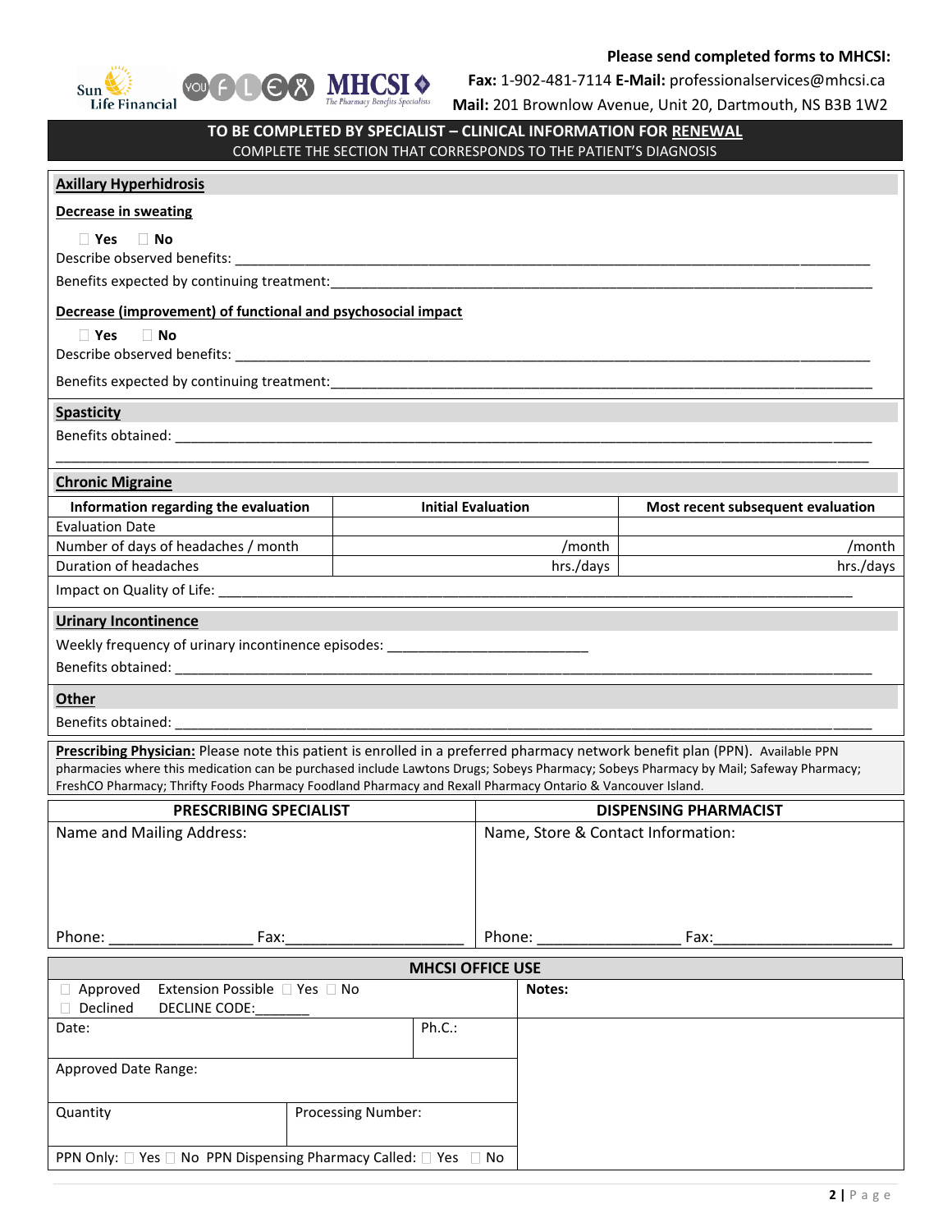Please send completed forms to MHCSI:

**Fax:** 1-902-481-7114 **E-Mail:** professionalservices@mhcsi.ca

**Mail:** 201 Brownlow Avenue, Unit 20, Dartmouth, NS B3B 1W2

## TO BE COMPLETED BY SPECIALIST – CLINICAL INFORMATION FOR RENEWAL

COMPLETE THE SECTION THAT CORRESPONDS TO THE PATIENT'S DIAGNOSIS

### Axillary Hyperhidrosis

**Decrease in sweating**

☐ **Yes** ☐ **No**

Describe observed benefits: ______________________________________________

Benefits expected by continuing treatment: ______________________________________________

**Decrease (improvement) of functional and psychosocial impact**

☐ **Yes** ☐ **No**

Describe observed benefits: ______________________________________________

Benefits expected by continuing treatment: ______________________________________________

### Spasticity

Benefits obtained: ______________________________________________

______________________________________________

### Chronic Migraine

| Information regarding the evaluation | Initial Evaluation | Most recent subsequent evaluation |
|---|---|---|
| Evaluation Date | | |
| Number of days of headaches / month | /month | /month |
| Duration of headaches | hrs./days | hrs./days |

Impact on Quality of Life: ______________________________________________

### Urinary Incontinence

Weekly frequency of urinary incontinence episodes: ________________________

Benefits obtained: ______________________________________________

### Other

Benefits obtained: ______________________________________________

**Prescribing Physician:** Please note this patient is enrolled in a preferred pharmacy network benefit plan (PPN). Available PPN pharmacies where this medication can be purchased include Lawtons Drugs; Sobeys Pharmacy; Sobeys Pharmacy by Mail; Safeway Pharmacy; FreshCO Pharmacy; Thrifty Foods Pharmacy Foodland Pharmacy and Rexall Pharmacy Ontario & Vancouver Island.

| PRESCRIBING SPECIALIST | DISPENSING PHARMACIST |
|---|---|
| Name and Mailing Address: | Name, Store & Contact Information: |
| Phone: ________________ Fax: ____________________ | Phone: ________________ Fax: ____________________ |

### MHCSI OFFICE USE

| | | |
|---|---|---|
| ☐ Approved Extension Possible ☐ Yes ☐ No<br>☐ Declined DECLINE CODE: _______ | | **Notes:** |
| Date: | Ph.C.: | |
| Approved Date Range: | | |
| Quantity | Processing Number: | |
| PPN Only: ☐ Yes ☐ No PPN Dispensing Pharmacy Called: ☐ Yes ☐ No | | |